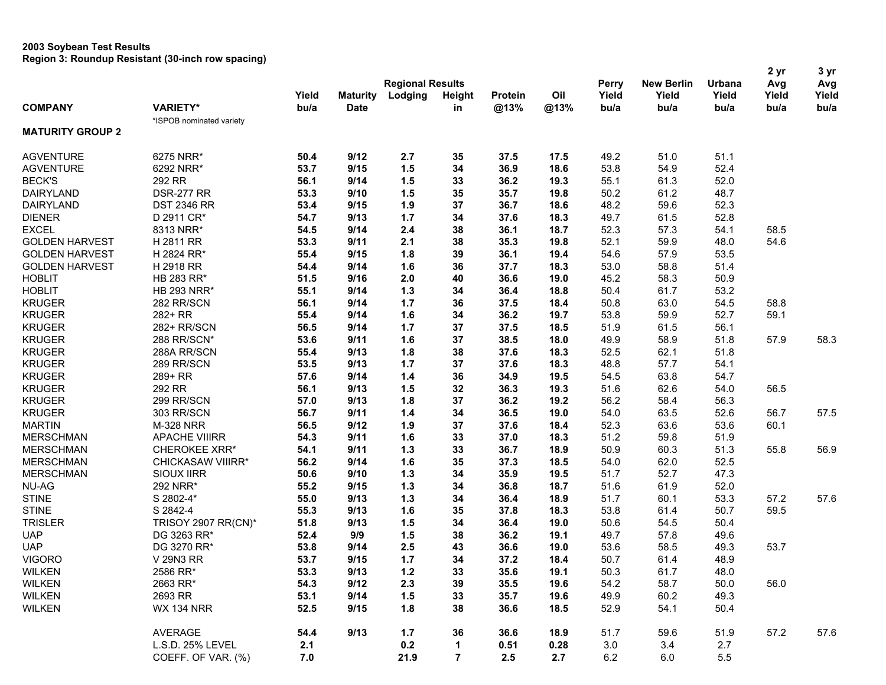**2003 Soybean Test Results**
**Region 3: Roundup Resistant (30-inch row spacing)**

| COMPANY | VARIETY* | Yield bu/a | Maturity Date | Regional Results Lodging | Height in | Protein @13% | Oil @13% | Perry Yield bu/a | New Berlin Yield bu/a | Urbana Yield bu/a | 2 yr Avg Yield bu/a | 3 yr Avg Yield bu/a |
|---|---|---|---|---|---|---|---|---|---|---|---|---|
| | *ISPOB nominated variety | | | | | | | | | | | |
| **MATURITY GROUP 2** | | | | | | | | | | | | |
| AGVENTURE | 6275 NRR* | **50.4** | **9/12** | **2.7** | **35** | **37.5** | **17.5** | 49.2 | 51.0 | 51.1 | | |
| AGVENTURE | 6292 NRR* | **53.7** | **9/15** | **1.5** | **34** | **36.9** | **18.6** | 53.8 | 54.9 | 52.4 | | |
| BECK'S | 292 RR | **56.1** | **9/14** | **1.5** | **33** | **36.2** | **19.3** | 55.1 | 61.3 | 52.0 | | |
| DAIRYLAND | DSR-277 RR | **53.3** | **9/10** | **1.5** | **35** | **35.7** | **19.8** | 50.2 | 61.2 | 48.7 | | |
| DAIRYLAND | DST 2346 RR | **53.4** | **9/15** | **1.9** | **37** | **36.7** | **18.6** | 48.2 | 59.6 | 52.3 | | |
| DIENER | D 2911 CR* | **54.7** | **9/13** | **1.7** | **34** | **37.6** | **18.3** | 49.7 | 61.5 | 52.8 | | |
| EXCEL | 8313 NRR* | **54.5** | **9/14** | **2.4** | **38** | **36.1** | **18.7** | 52.3 | 57.3 | 54.1 | 58.5 | |
| GOLDEN HARVEST | H 2811 RR | **53.3** | **9/11** | **2.1** | **38** | **35.3** | **19.8** | 52.1 | 59.9 | 48.0 | 54.6 | |
| GOLDEN HARVEST | H 2824 RR* | **55.4** | **9/15** | **1.8** | **39** | **36.1** | **19.4** | 54.6 | 57.9 | 53.5 | | |
| GOLDEN HARVEST | H 2918 RR | **54.4** | **9/14** | **1.6** | **36** | **37.7** | **18.3** | 53.0 | 58.8 | 51.4 | | |
| HOBLIT | HB 283 RR* | **51.5** | **9/16** | **2.0** | **40** | **36.6** | **19.0** | 45.2 | 58.3 | 50.9 | | |
| HOBLIT | HB 293 NRR* | **55.1** | **9/14** | **1.3** | **34** | **36.4** | **18.8** | 50.4 | 61.7 | 53.2 | | |
| KRUGER | 282 RR/SCN | **56.1** | **9/14** | **1.7** | **36** | **37.5** | **18.4** | 50.8 | 63.0 | 54.5 | 58.8 | |
| KRUGER | 282+ RR | **55.4** | **9/14** | **1.6** | **34** | **36.2** | **19.7** | 53.8 | 59.9 | 52.7 | 59.1 | |
| KRUGER | 282+ RR/SCN | **56.5** | **9/14** | **1.7** | **37** | **37.5** | **18.5** | 51.9 | 61.5 | 56.1 | | |
| KRUGER | 288 RR/SCN* | **53.6** | **9/11** | **1.6** | **37** | **38.5** | **18.0** | 49.9 | 58.9 | 51.8 | 57.9 | 58.3 |
| KRUGER | 288A RR/SCN | **55.4** | **9/13** | **1.8** | **38** | **37.6** | **18.3** | 52.5 | 62.1 | 51.8 | | |
| KRUGER | 289 RR/SCN | **53.5** | **9/13** | **1.7** | **37** | **37.6** | **18.3** | 48.8 | 57.7 | 54.1 | | |
| KRUGER | 289+ RR | **57.6** | **9/14** | **1.4** | **36** | **34.9** | **19.5** | 54.5 | 63.8 | 54.7 | | |
| KRUGER | 292 RR | **56.1** | **9/13** | **1.5** | **32** | **36.3** | **19.3** | 51.6 | 62.6 | 54.0 | 56.5 | |
| KRUGER | 299 RR/SCN | **57.0** | **9/13** | **1.8** | **37** | **36.2** | **19.2** | 56.2 | 58.4 | 56.3 | | |
| KRUGER | 303 RR/SCN | **56.7** | **9/11** | **1.4** | **34** | **36.5** | **19.0** | 54.0 | 63.5 | 52.6 | 56.7 | 57.5 |
| MARTIN | M-328 NRR | **56.5** | **9/12** | **1.9** | **37** | **37.6** | **18.4** | 52.3 | 63.6 | 53.6 | 60.1 | |
| MERSCHMAN | APACHE VIIIRR | **54.3** | **9/11** | **1.6** | **33** | **37.0** | **18.3** | 51.2 | 59.8 | 51.9 | | |
| MERSCHMAN | CHEROKEE XRR* | **54.1** | **9/11** | **1.3** | **33** | **36.7** | **18.9** | 50.9 | 60.3 | 51.3 | 55.8 | 56.9 |
| MERSCHMAN | CHICKASAW VIIIRR* | **56.2** | **9/14** | **1.6** | **35** | **37.3** | **18.5** | 54.0 | 62.0 | 52.5 | | |
| MERSCHMAN | SIOUX IIRR | **50.6** | **9/10** | **1.3** | **34** | **35.9** | **19.5** | 51.7 | 52.7 | 47.3 | | |
| NU-AG | 292 NRR* | **55.2** | **9/15** | **1.3** | **34** | **36.8** | **18.7** | 51.6 | 61.9 | 52.0 | | |
| STINE | S 2802-4* | **55.0** | **9/13** | **1.3** | **34** | **36.4** | **18.9** | 51.7 | 60.1 | 53.3 | 57.2 | 57.6 |
| STINE | S 2842-4 | **55.3** | **9/13** | **1.6** | **35** | **37.8** | **18.3** | 53.8 | 61.4 | 50.7 | 59.5 | |
| TRISLER | TRISOY 2907 RR(CN)* | **51.8** | **9/13** | **1.5** | **34** | **36.4** | **19.0** | 50.6 | 54.5 | 50.4 | | |
| UAP | DG 3263 RR* | **52.4** | **9/9** | **1.5** | **38** | **36.2** | **19.1** | 49.7 | 57.8 | 49.6 | | |
| UAP | DG 3270 RR* | **53.8** | **9/14** | **2.5** | **43** | **36.6** | **19.0** | 53.6 | 58.5 | 49.3 | 53.7 | |
| VIGORO | V 29N3 RR | **53.7** | **9/15** | **1.7** | **34** | **37.2** | **18.4** | 50.7 | 61.4 | 48.9 | | |
| WILKEN | 2586 RR* | **53.3** | **9/13** | **1.2** | **33** | **35.6** | **19.1** | 50.3 | 61.7 | 48.0 | | |
| WILKEN | 2663 RR* | **54.3** | **9/12** | **2.3** | **39** | **35.5** | **19.6** | 54.2 | 58.7 | 50.0 | 56.0 | |
| WILKEN | 2693 RR | **53.1** | **9/14** | **1.5** | **33** | **35.7** | **19.6** | 49.9 | 60.2 | 49.3 | | |
| WILKEN | WX 134 NRR | **52.5** | **9/15** | **1.8** | **38** | **36.6** | **18.5** | 52.9 | 54.1 | 50.4 | | |
| | AVERAGE | **54.4** | **9/13** | **1.7** | **36** | **36.6** | **18.9** | 51.7 | 59.6 | 51.9 | 57.2 | 57.6 |
| | L.S.D. 25% LEVEL | **2.1** | | **0.2** | **1** | **0.51** | **0.28** | 3.0 | 3.4 | 2.7 | | |
| | COEFF. OF VAR. (%) | **7.0** | | **21.9** | **7** | **2.5** | **2.7** | 6.2 | 6.0 | 5.5 | | |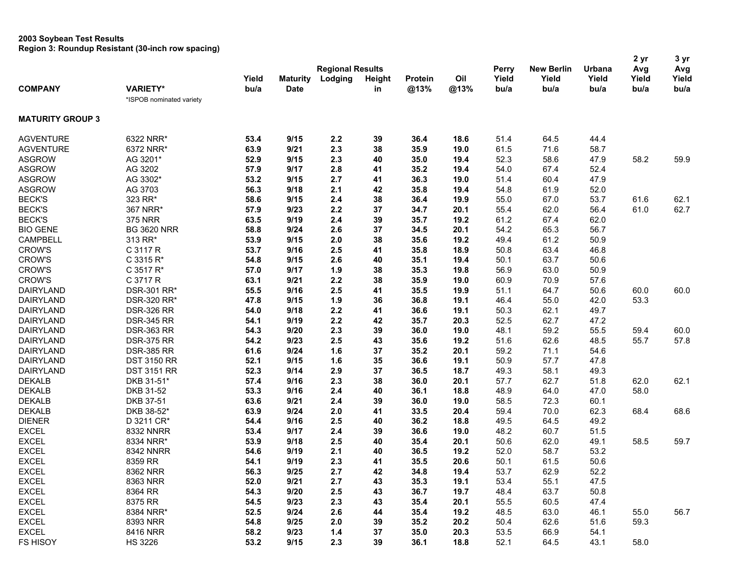**2003 Soybean Test Results**
**Region 3: Roundup Resistant (30-inch row spacing)**

| COMPANY | VARIETY* | Yield bu/a | Maturity Date | Lodging | Height in | Protein @13% | Oil @13% | Perry Yield bu/a | New Berlin Yield bu/a | Urbana Yield bu/a | 2 yr Avg Yield bu/a | 3 yr Avg Yield bu/a |
|---|---|---|---|---|---|---|---|---|---|---|---|---|
| | *ISPOB nominated variety | Regional Results | | | | | | | | | | |
| **MATURITY GROUP 3** | | | | | | | | | | | | |
| AGVENTURE | 6322 NRR* | **53.4** | **9/15** | **2.2** | **39** | **36.4** | **18.6** | 51.4 | 64.5 | 44.4 | | |
| AGVENTURE | 6372 NRR* | **63.9** | **9/21** | **2.3** | **38** | **35.9** | **19.0** | 61.5 | 71.6 | 58.7 | | |
| ASGROW | AG 3201* | **52.9** | **9/15** | **2.3** | **40** | **35.0** | **19.4** | 52.3 | 58.6 | 47.9 | 58.2 | 59.9 |
| ASGROW | AG 3202 | **57.9** | **9/17** | **2.8** | **41** | **35.2** | **19.4** | 54.0 | 67.4 | 52.4 | | |
| ASGROW | AG 3302* | **53.2** | **9/15** | **2.7** | **41** | **36.3** | **19.0** | 51.4 | 60.4 | 47.9 | | |
| ASGROW | AG 3703 | **56.3** | **9/18** | **2.1** | **42** | **35.8** | **19.4** | 54.8 | 61.9 | 52.0 | | |
| BECK'S | 323 RR* | **58.6** | **9/15** | **2.4** | **38** | **36.4** | **19.9** | 55.0 | 67.0 | 53.7 | 61.6 | 62.1 |
| BECK'S | 367 NRR* | **57.9** | **9/23** | **2.2** | **37** | **34.7** | **20.1** | 55.4 | 62.0 | 56.4 | 61.0 | 62.7 |
| BECK'S | 375 NRR | **63.5** | **9/19** | **2.4** | **39** | **35.7** | **19.2** | 61.2 | 67.4 | 62.0 | | |
| BIO GENE | BG 3620 NRR | **58.8** | **9/24** | **2.6** | **37** | **34.5** | **20.1** | 54.2 | 65.3 | 56.7 | | |
| CAMPBELL | 313 RR* | **53.9** | **9/15** | **2.0** | **38** | **35.6** | **19.2** | 49.4 | 61.2 | 50.9 | | |
| CROW'S | C 3117 R | **53.7** | **9/16** | **2.5** | **41** | **35.8** | **18.9** | 50.8 | 63.4 | 46.8 | | |
| CROW'S | C 3315 R* | **54.8** | **9/15** | **2.6** | **40** | **35.1** | **19.4** | 50.1 | 63.7 | 50.6 | | |
| CROW'S | C 3517 R* | **57.0** | **9/17** | **1.9** | **38** | **35.3** | **19.8** | 56.9 | 63.0 | 50.9 | | |
| CROW'S | C 3717 R | **63.1** | **9/21** | **2.2** | **38** | **35.9** | **19.0** | 60.9 | 70.9 | 57.6 | | |
| DAIRYLAND | DSR-301 RR* | **55.5** | **9/16** | **2.5** | **41** | **35.5** | **19.9** | 51.1 | 64.7 | 50.6 | 60.0 | 60.0 |
| DAIRYLAND | DSR-320 RR* | **47.8** | **9/15** | **1.9** | **36** | **36.8** | **19.1** | 46.4 | 55.0 | 42.0 | 53.3 | |
| DAIRYLAND | DSR-326 RR | **54.0** | **9/18** | **2.2** | **41** | **36.6** | **19.1** | 50.3 | 62.1 | 49.7 | | |
| DAIRYLAND | DSR-345 RR | **54.1** | **9/19** | **2.2** | **42** | **35.7** | **20.3** | 52.5 | 62.7 | 47.2 | | |
| DAIRYLAND | DSR-363 RR | **54.3** | **9/20** | **2.3** | **39** | **36.0** | **19.0** | 48.1 | 59.2 | 55.5 | 59.4 | 60.0 |
| DAIRYLAND | DSR-375 RR | **54.2** | **9/23** | **2.5** | **43** | **35.6** | **19.2** | 51.6 | 62.6 | 48.5 | 55.7 | 57.8 |
| DAIRYLAND | DSR-385 RR | **61.6** | **9/24** | **1.6** | **37** | **35.2** | **20.1** | 59.2 | 71.1 | 54.6 | | |
| DAIRYLAND | DST 3150 RR | **52.1** | **9/15** | **1.6** | **35** | **36.6** | **19.1** | 50.9 | 57.7 | 47.8 | | |
| DAIRYLAND | DST 3151 RR | **52.3** | **9/14** | **2.9** | **37** | **36.5** | **18.7** | 49.3 | 58.1 | 49.3 | | |
| DEKALB | DKB 31-51* | **57.4** | **9/16** | **2.3** | **38** | **36.0** | **20.1** | 57.7 | 62.7 | 51.8 | 62.0 | 62.1 |
| DEKALB | DKB 31-52 | **53.3** | **9/16** | **2.4** | **40** | **36.1** | **18.8** | 48.9 | 64.0 | 47.0 | 58.0 | |
| DEKALB | DKB 37-51 | **63.6** | **9/21** | **2.4** | **39** | **36.0** | **19.0** | 58.5 | 72.3 | 60.1 | | |
| DEKALB | DKB 38-52* | **63.9** | **9/24** | **2.0** | **41** | **33.5** | **20.4** | 59.4 | 70.0 | 62.3 | 68.4 | 68.6 |
| DIENER | D 3211 CR* | **54.4** | **9/16** | **2.5** | **40** | **36.2** | **18.8** | 49.5 | 64.5 | 49.2 | | |
| EXCEL | 8332 NNRR | **53.4** | **9/17** | **2.4** | **39** | **36.6** | **19.0** | 48.2 | 60.7 | 51.5 | | |
| EXCEL | 8334 NRR* | **53.9** | **9/18** | **2.5** | **40** | **35.4** | **20.1** | 50.6 | 62.0 | 49.1 | 58.5 | 59.7 |
| EXCEL | 8342 NNRR | **54.6** | **9/19** | **2.1** | **40** | **36.5** | **19.2** | 52.0 | 58.7 | 53.2 | | |
| EXCEL | 8359 RR | **54.1** | **9/19** | **2.3** | **41** | **35.5** | **20.6** | 50.1 | 61.5 | 50.6 | | |
| EXCEL | 8362 NRR | **56.3** | **9/25** | **2.7** | **42** | **34.8** | **19.4** | 53.7 | 62.9 | 52.2 | | |
| EXCEL | 8363 NRR | **52.0** | **9/21** | **2.7** | **43** | **35.3** | **19.1** | 53.4 | 55.1 | 47.5 | | |
| EXCEL | 8364 RR | **54.3** | **9/20** | **2.5** | **43** | **36.7** | **19.7** | 48.4 | 63.7 | 50.8 | | |
| EXCEL | 8375 RR | **54.5** | **9/23** | **2.3** | **43** | **35.4** | **20.1** | 55.5 | 60.5 | 47.4 | | |
| EXCEL | 8384 NRR* | **52.5** | **9/24** | **2.6** | **44** | **35.4** | **19.2** | 48.5 | 63.0 | 46.1 | 55.0 | 56.7 |
| EXCEL | 8393 NRR | **54.8** | **9/25** | **2.0** | **39** | **35.2** | **20.2** | 50.4 | 62.6 | 51.6 | 59.3 | |
| EXCEL | 8416 NRR | **58.2** | **9/23** | **1.4** | **37** | **35.0** | **20.3** | 53.5 | 66.9 | 54.1 | | |
| FS HISOY | HS 3226 | **53.2** | **9/15** | **2.3** | **39** | **36.1** | **18.8** | 52.1 | 64.5 | 43.1 | 58.0 | |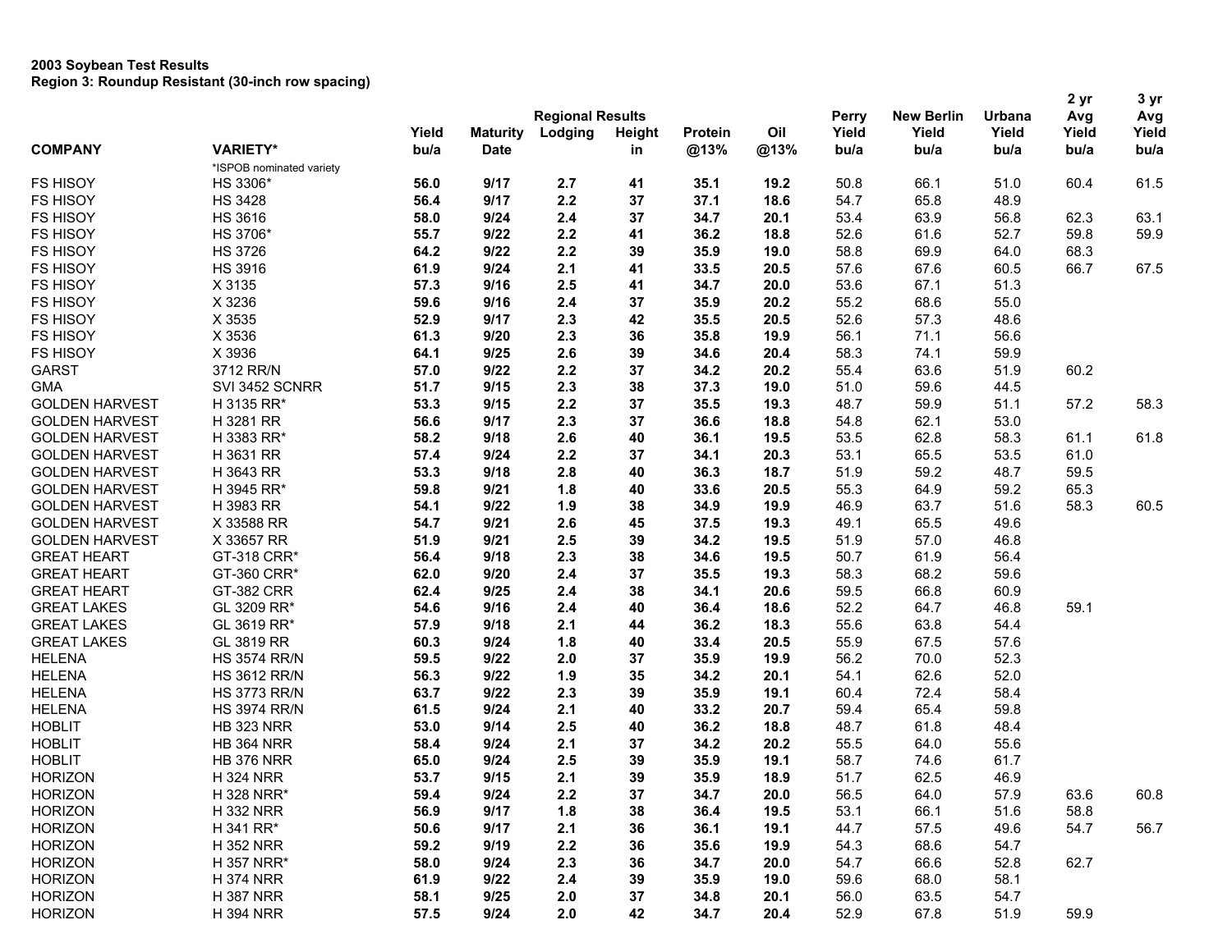**2003 Soybean Test Results**
**Region 3: Roundup Resistant (30-inch row spacing)**

| COMPANY | VARIETY* | Yield bu/a | Maturity Date | Regional Results Lodging | Height in | Protein @13% | Oil @13% | Perry Yield bu/a | New Berlin Yield bu/a | Urbana Yield bu/a | 2 yr Avg Yield bu/a | 3 yr Avg Yield bu/a |
|---|---|---|---|---|---|---|---|---|---|---|---|---|
| | *ISPOB nominated variety | | | | | | | | | | | |
| FS HISOY | HS 3306* | **56.0** | **9/17** | **2.7** | **41** | **35.1** | **19.2** | 50.8 | 66.1 | 51.0 | 60.4 | 61.5 |
| FS HISOY | HS 3428 | **56.4** | **9/17** | **2.2** | **37** | **37.1** | **18.6** | 54.7 | 65.8 | 48.9 | | |
| FS HISOY | HS 3616 | **58.0** | **9/24** | **2.4** | **37** | **34.7** | **20.1** | 53.4 | 63.9 | 56.8 | 62.3 | 63.1 |
| FS HISOY | HS 3706* | **55.7** | **9/22** | **2.2** | **41** | **36.2** | **18.8** | 52.6 | 61.6 | 52.7 | 59.8 | 59.9 |
| FS HISOY | HS 3726 | **64.2** | **9/22** | **2.2** | **39** | **35.9** | **19.0** | 58.8 | 69.9 | 64.0 | 68.3 | |
| FS HISOY | HS 3916 | **61.9** | **9/24** | **2.1** | **41** | **33.5** | **20.5** | 57.6 | 67.6 | 60.5 | 66.7 | 67.5 |
| FS HISOY | X 3135 | **57.3** | **9/16** | **2.5** | **41** | **34.7** | **20.0** | 53.6 | 67.1 | 51.3 | | |
| FS HISOY | X 3236 | **59.6** | **9/16** | **2.4** | **37** | **35.9** | **20.2** | 55.2 | 68.6 | 55.0 | | |
| FS HISOY | X 3535 | **52.9** | **9/17** | **2.3** | **42** | **35.5** | **20.5** | 52.6 | 57.3 | 48.6 | | |
| FS HISOY | X 3536 | **61.3** | **9/20** | **2.3** | **36** | **35.8** | **19.9** | 56.1 | 71.1 | 56.6 | | |
| FS HISOY | X 3936 | **64.1** | **9/25** | **2.6** | **39** | **34.6** | **20.4** | 58.3 | 74.1 | 59.9 | | |
| GARST | 3712 RR/N | **57.0** | **9/22** | **2.2** | **37** | **34.2** | **20.2** | 55.4 | 63.6 | 51.9 | 60.2 | |
| GMA | SVI 3452 SCNRR | **51.7** | **9/15** | **2.3** | **38** | **37.3** | **19.0** | 51.0 | 59.6 | 44.5 | | |
| GOLDEN HARVEST | H 3135 RR* | **53.3** | **9/15** | **2.2** | **37** | **35.5** | **19.3** | 48.7 | 59.9 | 51.1 | 57.2 | 58.3 |
| GOLDEN HARVEST | H 3281 RR | **56.6** | **9/17** | **2.3** | **37** | **36.6** | **18.8** | 54.8 | 62.1 | 53.0 | | |
| GOLDEN HARVEST | H 3383 RR* | **58.2** | **9/18** | **2.6** | **40** | **36.1** | **19.5** | 53.5 | 62.8 | 58.3 | 61.1 | 61.8 |
| GOLDEN HARVEST | H 3631 RR | **57.4** | **9/24** | **2.2** | **37** | **34.1** | **20.3** | 53.1 | 65.5 | 53.5 | 61.0 | |
| GOLDEN HARVEST | H 3643 RR | **53.3** | **9/18** | **2.8** | **40** | **36.3** | **18.7** | 51.9 | 59.2 | 48.7 | 59.5 | |
| GOLDEN HARVEST | H 3945 RR* | **59.8** | **9/21** | **1.8** | **40** | **33.6** | **20.5** | 55.3 | 64.9 | 59.2 | 65.3 | |
| GOLDEN HARVEST | H 3983 RR | **54.1** | **9/22** | **1.9** | **38** | **34.9** | **19.9** | 46.9 | 63.7 | 51.6 | 58.3 | 60.5 |
| GOLDEN HARVEST | X 33588 RR | **54.7** | **9/21** | **2.6** | **45** | **37.5** | **19.3** | 49.1 | 65.5 | 49.6 | | |
| GOLDEN HARVEST | X 33657 RR | **51.9** | **9/21** | **2.5** | **39** | **34.2** | **19.5** | 51.9 | 57.0 | 46.8 | | |
| GREAT HEART | GT-318 CRR* | **56.4** | **9/18** | **2.3** | **38** | **34.6** | **19.5** | 50.7 | 61.9 | 56.4 | | |
| GREAT HEART | GT-360 CRR* | **62.0** | **9/20** | **2.4** | **37** | **35.5** | **19.3** | 58.3 | 68.2 | 59.6 | | |
| GREAT HEART | GT-382 CRR | **62.4** | **9/25** | **2.4** | **38** | **34.1** | **20.6** | 59.5 | 66.8 | 60.9 | | |
| GREAT LAKES | GL 3209 RR* | **54.6** | **9/16** | **2.4** | **40** | **36.4** | **18.6** | 52.2 | 64.7 | 46.8 | 59.1 | |
| GREAT LAKES | GL 3619 RR* | **57.9** | **9/18** | **2.1** | **44** | **36.2** | **18.3** | 55.6 | 63.8 | 54.4 | | |
| GREAT LAKES | GL 3819 RR | **60.3** | **9/24** | **1.8** | **40** | **33.4** | **20.5** | 55.9 | 67.5 | 57.6 | | |
| HELENA | HS 3574 RR/N | **59.5** | **9/22** | **2.0** | **37** | **35.9** | **19.9** | 56.2 | 70.0 | 52.3 | | |
| HELENA | HS 3612 RR/N | **56.3** | **9/22** | **1.9** | **35** | **34.2** | **20.1** | 54.1 | 62.6 | 52.0 | | |
| HELENA | HS 3773 RR/N | **63.7** | **9/22** | **2.3** | **39** | **35.9** | **19.1** | 60.4 | 72.4 | 58.4 | | |
| HELENA | HS 3974 RR/N | **61.5** | **9/24** | **2.1** | **40** | **33.2** | **20.7** | 59.4 | 65.4 | 59.8 | | |
| HOBLIT | HB 323 NRR | **53.0** | **9/14** | **2.5** | **40** | **36.2** | **18.8** | 48.7 | 61.8 | 48.4 | | |
| HOBLIT | HB 364 NRR | **58.4** | **9/24** | **2.1** | **37** | **34.2** | **20.2** | 55.5 | 64.0 | 55.6 | | |
| HOBLIT | HB 376 NRR | **65.0** | **9/24** | **2.5** | **39** | **35.9** | **19.1** | 58.7 | 74.6 | 61.7 | | |
| HORIZON | H 324 NRR | **53.7** | **9/15** | **2.1** | **39** | **35.9** | **18.9** | 51.7 | 62.5 | 46.9 | | |
| HORIZON | H 328 NRR* | **59.4** | **9/24** | **2.2** | **37** | **34.7** | **20.0** | 56.5 | 64.0 | 57.9 | 63.6 | 60.8 |
| HORIZON | H 332 NRR | **56.9** | **9/17** | **1.8** | **38** | **36.4** | **19.5** | 53.1 | 66.1 | 51.6 | 58.8 | |
| HORIZON | H 341 RR* | **50.6** | **9/17** | **2.1** | **36** | **36.1** | **19.1** | 44.7 | 57.5 | 49.6 | 54.7 | 56.7 |
| HORIZON | H 352 NRR | **59.2** | **9/19** | **2.2** | **36** | **35.6** | **19.9** | 54.3 | 68.6 | 54.7 | | |
| HORIZON | H 357 NRR* | **58.0** | **9/24** | **2.3** | **36** | **34.7** | **20.0** | 54.7 | 66.6 | 52.8 | 62.7 | |
| HORIZON | H 374 NRR | **61.9** | **9/22** | **2.4** | **39** | **35.9** | **19.0** | 59.6 | 68.0 | 58.1 | | |
| HORIZON | H 387 NRR | **58.1** | **9/25** | **2.0** | **37** | **34.8** | **20.1** | 56.0 | 63.5 | 54.7 | | |
| HORIZON | H 394 NRR | **57.5** | **9/24** | **2.0** | **42** | **34.7** | **20.4** | 52.9 | 67.8 | 51.9 | 59.9 | |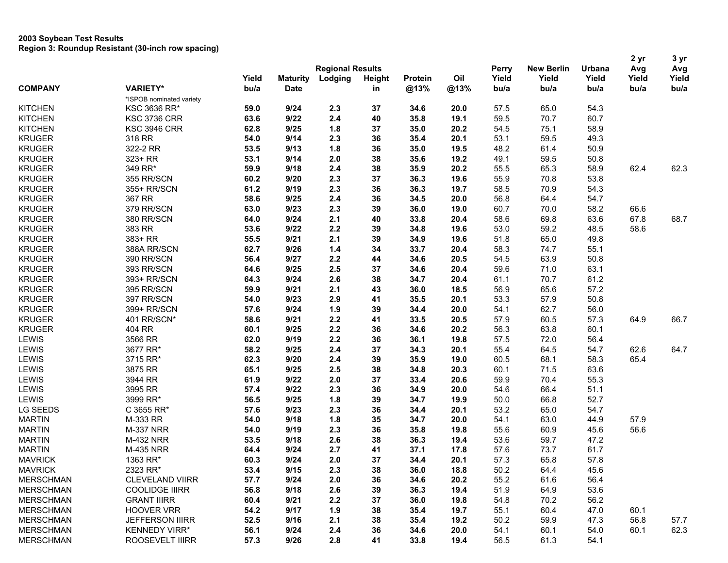**2003 Soybean Test Results**
**Region 3: Roundup Resistant (30-inch row spacing)**

| COMPANY | VARIETY* | Regional Results Yield bu/a | Maturity Date | Lodging | Height in | Protein @13% | Oil @13% | Perry Yield bu/a | New Berlin Yield bu/a | Urbana Yield bu/a | 2 yr Avg Yield bu/a | 3 yr Avg Yield bu/a |
|---|---|---|---|---|---|---|---|---|---|---|---|---|
| | *ISPOB nominated variety | | | | | | | | | | | |
| KITCHEN | KSC 3636 RR* | **59.0** | **9/24** | **2.3** | **37** | **34.6** | **20.0** | 57.5 | 65.0 | 54.3 | | |
| KITCHEN | KSC 3736 CRR | **63.6** | **9/22** | **2.4** | **40** | **35.8** | **19.1** | 59.5 | 70.7 | 60.7 | | |
| KITCHEN | KSC 3946 CRR | **62.8** | **9/25** | **1.8** | **37** | **35.0** | **20.2** | 54.5 | 75.1 | 58.9 | | |
| KRUGER | 318 RR | **54.0** | **9/14** | **2.3** | **36** | **35.4** | **20.1** | 53.1 | 59.5 | 49.3 | | |
| KRUGER | 322-2 RR | **53.5** | **9/13** | **1.8** | **36** | **35.0** | **19.5** | 48.2 | 61.4 | 50.9 | | |
| KRUGER | 323+ RR | **53.1** | **9/14** | **2.0** | **38** | **35.6** | **19.2** | 49.1 | 59.5 | 50.8 | | |
| KRUGER | 349 RR* | **59.9** | **9/18** | **2.4** | **38** | **35.9** | **20.2** | 55.5 | 65.3 | 58.9 | 62.4 | 62.3 |
| KRUGER | 355 RR/SCN | **60.2** | **9/20** | **2.3** | **37** | **36.3** | **19.6** | 55.9 | 70.8 | 53.8 | | |
| KRUGER | 355+ RR/SCN | **61.2** | **9/19** | **2.3** | **36** | **36.3** | **19.7** | 58.5 | 70.9 | 54.3 | | |
| KRUGER | 367 RR | **58.6** | **9/25** | **2.4** | **36** | **34.5** | **20.0** | 56.8 | 64.4 | 54.7 | | |
| KRUGER | 379 RR/SCN | **63.0** | **9/23** | **2.3** | **39** | **36.0** | **19.0** | 60.7 | 70.0 | 58.2 | 66.6 | |
| KRUGER | 380 RR/SCN | **64.0** | **9/24** | **2.1** | **40** | **33.8** | **20.4** | 58.6 | 69.8 | 63.6 | 67.8 | 68.7 |
| KRUGER | 383 RR | **53.6** | **9/22** | **2.2** | **39** | **34.8** | **19.6** | 53.0 | 59.2 | 48.5 | 58.6 | |
| KRUGER | 383+ RR | **55.5** | **9/21** | **2.1** | **39** | **34.9** | **19.6** | 51.8 | 65.0 | 49.8 | | |
| KRUGER | 388A RR/SCN | **62.7** | **9/26** | **1.4** | **34** | **33.7** | **20.4** | 58.3 | 74.7 | 55.1 | | |
| KRUGER | 390 RR/SCN | **56.4** | **9/27** | **2.2** | **44** | **34.6** | **20.5** | 54.5 | 63.9 | 50.8 | | |
| KRUGER | 393 RR/SCN | **64.6** | **9/25** | **2.5** | **37** | **34.6** | **20.4** | 59.6 | 71.0 | 63.1 | | |
| KRUGER | 393+ RR/SCN | **64.3** | **9/24** | **2.6** | **38** | **34.7** | **20.4** | 61.1 | 70.7 | 61.2 | | |
| KRUGER | 395 RR/SCN | **59.9** | **9/21** | **2.1** | **43** | **36.0** | **18.5** | 56.9 | 65.6 | 57.2 | | |
| KRUGER | 397 RR/SCN | **54.0** | **9/23** | **2.9** | **41** | **35.5** | **20.1** | 53.3 | 57.9 | 50.8 | | |
| KRUGER | 399+ RR/SCN | **57.6** | **9/24** | **1.9** | **39** | **34.4** | **20.0** | 54.1 | 62.7 | 56.0 | | |
| KRUGER | 401 RR/SCN* | **58.6** | **9/21** | **2.2** | **41** | **33.5** | **20.5** | 57.9 | 60.5 | 57.3 | 64.9 | 66.7 |
| KRUGER | 404 RR | **60.1** | **9/25** | **2.2** | **36** | **34.6** | **20.2** | 56.3 | 63.8 | 60.1 | | |
| LEWIS | 3566 RR | **62.0** | **9/19** | **2.2** | **36** | **36.1** | **19.8** | 57.5 | 72.0 | 56.4 | | |
| LEWIS | 3677 RR* | **58.2** | **9/25** | **2.4** | **37** | **34.3** | **20.1** | 55.4 | 64.5 | 54.7 | 62.6 | 64.7 |
| LEWIS | 3715 RR* | **62.3** | **9/20** | **2.4** | **39** | **35.9** | **19.0** | 60.5 | 68.1 | 58.3 | 65.4 | |
| LEWIS | 3875 RR | **65.1** | **9/25** | **2.5** | **38** | **34.8** | **20.3** | 60.1 | 71.5 | 63.6 | | |
| LEWIS | 3944 RR | **61.9** | **9/22** | **2.0** | **37** | **33.4** | **20.6** | 59.9 | 70.4 | 55.3 | | |
| LEWIS | 3995 RR | **57.4** | **9/22** | **2.3** | **36** | **34.9** | **20.0** | 54.6 | 66.4 | 51.1 | | |
| LEWIS | 3999 RR* | **56.5** | **9/25** | **1.8** | **39** | **34.7** | **19.9** | 50.0 | 66.8 | 52.7 | | |
| LG SEEDS | C 3655 RR* | **57.6** | **9/23** | **2.3** | **36** | **34.4** | **20.1** | 53.2 | 65.0 | 54.7 | | |
| MARTIN | M-333 RR | **54.0** | **9/18** | **1.8** | **35** | **34.7** | **20.0** | 54.1 | 63.0 | 44.9 | 57.9 | |
| MARTIN | M-337 NRR | **54.0** | **9/19** | **2.3** | **36** | **35.8** | **19.8** | 55.6 | 60.9 | 45.6 | 56.6 | |
| MARTIN | M-432 NRR | **53.5** | **9/18** | **2.6** | **38** | **36.3** | **19.4** | 53.6 | 59.7 | 47.2 | | |
| MARTIN | M-435 NRR | **64.4** | **9/24** | **2.7** | **41** | **37.1** | **17.8** | 57.6 | 73.7 | 61.7 | | |
| MAVRICK | 1363 RR* | **60.3** | **9/24** | **2.0** | **37** | **34.4** | **20.1** | 57.3 | 65.8 | 57.8 | | |
| MAVRICK | 2323 RR* | **53.4** | **9/15** | **2.3** | **38** | **36.0** | **18.8** | 50.2 | 64.4 | 45.6 | | |
| MERSCHMAN | CLEVELAND VIIRR | **57.7** | **9/24** | **2.0** | **36** | **34.6** | **20.2** | 55.2 | 61.6 | 56.4 | | |
| MERSCHMAN | COOLIDGE IIIRR | **56.8** | **9/18** | **2.6** | **39** | **36.3** | **19.4** | 51.9 | 64.9 | 53.6 | | |
| MERSCHMAN | GRANT IIIRR | **60.4** | **9/21** | **2.2** | **37** | **36.0** | **19.8** | 54.8 | 70.2 | 56.2 | | |
| MERSCHMAN | HOOVER VRR | **54.2** | **9/17** | **1.9** | **38** | **35.4** | **19.7** | 55.1 | 60.4 | 47.0 | 60.1 | |
| MERSCHMAN | JEFFERSON IIIRR | **52.5** | **9/16** | **2.1** | **38** | **35.4** | **19.2** | 50.2 | 59.9 | 47.3 | 56.8 | 57.7 |
| MERSCHMAN | KENNEDY VIIRR* | **56.1** | **9/24** | **2.4** | **36** | **34.6** | **20.0** | 54.1 | 60.1 | 54.0 | 60.1 | 62.3 |
| MERSCHMAN | ROOSEVELT IIIRR | **57.3** | **9/26** | **2.8** | **41** | **33.8** | **19.4** | 56.5 | 61.3 | 54.1 | | |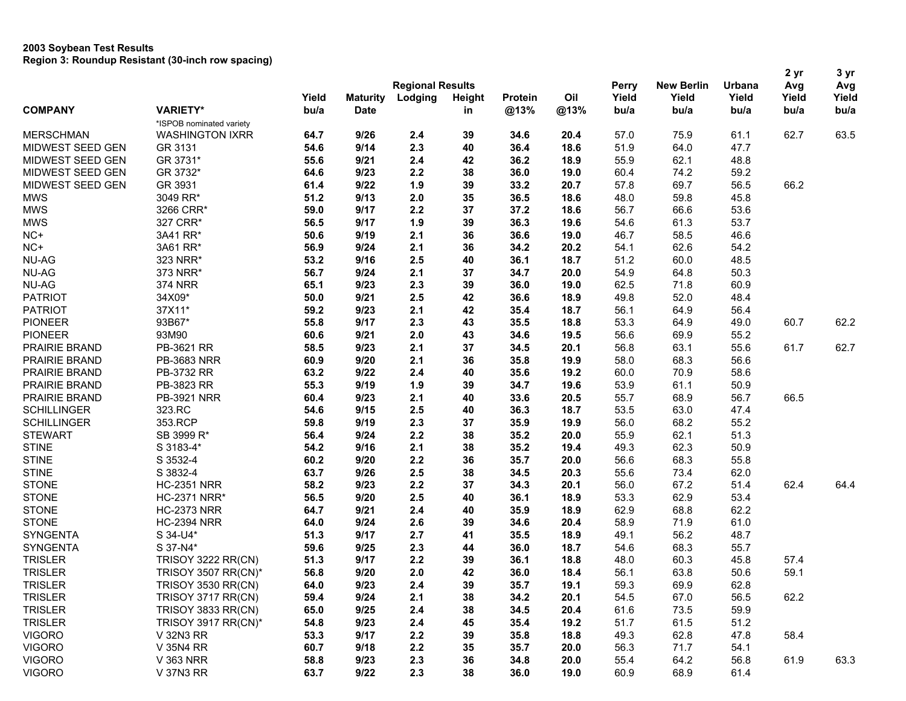**2003 Soybean Test Results**
**Region 3: Roundup Resistant (30-inch row spacing)**

| COMPANY | VARIETY* | Yield bu/a | Maturity Date | Regional Results Lodging | Height in | Protein @13% | Oil @13% | Perry Yield bu/a | New Berlin Yield bu/a | Urbana Yield bu/a | 2 yr Avg Yield bu/a | 3 yr Avg Yield bu/a |
|---|---|---|---|---|---|---|---|---|---|---|---|---|
| | *ISPOB nominated variety | | | | | | | | | | | |
| MERSCHMAN | WASHINGTON IXRR | **64.7** | **9/26** | **2.4** | **39** | **34.6** | **20.4** | 57.0 | 75.9 | 61.1 | 62.7 | 63.5 |
| MIDWEST SEED GEN | GR 3131 | **54.6** | **9/14** | **2.3** | **40** | **36.4** | **18.6** | 51.9 | 64.0 | 47.7 | | |
| MIDWEST SEED GEN | GR 3731* | **55.6** | **9/21** | **2.4** | **42** | **36.2** | **18.9** | 55.9 | 62.1 | 48.8 | | |
| MIDWEST SEED GEN | GR 3732* | **64.6** | **9/23** | **2.2** | **38** | **36.0** | **19.0** | 60.4 | 74.2 | 59.2 | | |
| MIDWEST SEED GEN | GR 3931 | **61.4** | **9/22** | **1.9** | **39** | **33.2** | **20.7** | 57.8 | 69.7 | 56.5 | 66.2 | |
| MWS | 3049 RR* | **51.2** | **9/13** | **2.0** | **35** | **36.5** | **18.6** | 48.0 | 59.8 | 45.8 | | |
| MWS | 3266 CRR* | **59.0** | **9/17** | **2.2** | **37** | **37.2** | **18.6** | 56.7 | 66.6 | 53.6 | | |
| MWS | 327 CRR* | **56.5** | **9/17** | **1.9** | **39** | **36.3** | **19.6** | 54.6 | 61.3 | 53.7 | | |
| NC+ | 3A41 RR* | **50.6** | **9/19** | **2.1** | **36** | **36.6** | **19.0** | 46.7 | 58.5 | 46.6 | | |
| NC+ | 3A61 RR* | **56.9** | **9/24** | **2.1** | **36** | **34.2** | **20.2** | 54.1 | 62.6 | 54.2 | | |
| NU-AG | 323 NRR* | **53.2** | **9/16** | **2.5** | **40** | **36.1** | **18.7** | 51.2 | 60.0 | 48.5 | | |
| NU-AG | 373 NRR* | **56.7** | **9/24** | **2.1** | **37** | **34.7** | **20.0** | 54.9 | 64.8 | 50.3 | | |
| NU-AG | 374 NRR | **65.1** | **9/23** | **2.3** | **39** | **36.0** | **19.0** | 62.5 | 71.8 | 60.9 | | |
| PATRIOT | 34X09* | **50.0** | **9/21** | **2.5** | **42** | **36.6** | **18.9** | 49.8 | 52.0 | 48.4 | | |
| PATRIOT | 37X11* | **59.2** | **9/23** | **2.1** | **42** | **35.4** | **18.7** | 56.1 | 64.9 | 56.4 | | |
| PIONEER | 93B67* | **55.8** | **9/17** | **2.3** | **43** | **35.5** | **18.8** | 53.3 | 64.9 | 49.0 | 60.7 | 62.2 |
| PIONEER | 93M90 | **60.6** | **9/21** | **2.0** | **43** | **34.6** | **19.5** | 56.6 | 69.9 | 55.2 | | |
| PRAIRIE BRAND | PB-3621 RR | **58.5** | **9/23** | **2.1** | **37** | **34.5** | **20.1** | 56.8 | 63.1 | 55.6 | 61.7 | 62.7 |
| PRAIRIE BRAND | PB-3683 NRR | **60.9** | **9/20** | **2.1** | **36** | **35.8** | **19.9** | 58.0 | 68.3 | 56.6 | | |
| PRAIRIE BRAND | PB-3732 RR | **63.2** | **9/22** | **2.4** | **40** | **35.6** | **19.2** | 60.0 | 70.9 | 58.6 | | |
| PRAIRIE BRAND | PB-3823 RR | **55.3** | **9/19** | **1.9** | **39** | **34.7** | **19.6** | 53.9 | 61.1 | 50.9 | | |
| PRAIRIE BRAND | PB-3921 NRR | **60.4** | **9/23** | **2.1** | **40** | **33.6** | **20.5** | 55.7 | 68.9 | 56.7 | 66.5 | |
| SCHILLINGER | 323.RC | **54.6** | **9/15** | **2.5** | **40** | **36.3** | **18.7** | 53.5 | 63.0 | 47.4 | | |
| SCHILLINGER | 353.RCP | **59.8** | **9/19** | **2.3** | **37** | **35.9** | **19.9** | 56.0 | 68.2 | 55.2 | | |
| STEWART | SB 3999 R* | **56.4** | **9/24** | **2.2** | **38** | **35.2** | **20.0** | 55.9 | 62.1 | 51.3 | | |
| STINE | S 3183-4* | **54.2** | **9/16** | **2.1** | **38** | **35.2** | **19.4** | 49.3 | 62.3 | 50.9 | | |
| STINE | S 3532-4 | **60.2** | **9/20** | **2.2** | **36** | **35.7** | **20.0** | 56.6 | 68.3 | 55.8 | | |
| STINE | S 3832-4 | **63.7** | **9/26** | **2.5** | **38** | **34.5** | **20.3** | 55.6 | 73.4 | 62.0 | | |
| STONE | HC-2351 NRR | **58.2** | **9/23** | **2.2** | **37** | **34.3** | **20.1** | 56.0 | 67.2 | 51.4 | 62.4 | 64.4 |
| STONE | HC-2371 NRR* | **56.5** | **9/20** | **2.5** | **40** | **36.1** | **18.9** | 53.3 | 62.9 | 53.4 | | |
| STONE | HC-2373 NRR | **64.7** | **9/21** | **2.4** | **40** | **35.9** | **18.9** | 62.9 | 68.8 | 62.2 | | |
| STONE | HC-2394 NRR | **64.0** | **9/24** | **2.6** | **39** | **34.6** | **20.4** | 58.9 | 71.9 | 61.0 | | |
| SYNGENTA | S 34-U4* | **51.3** | **9/17** | **2.7** | **41** | **35.5** | **18.9** | 49.1 | 56.2 | 48.7 | | |
| SYNGENTA | S 37-N4* | **59.6** | **9/25** | **2.3** | **44** | **36.0** | **18.7** | 54.6 | 68.3 | 55.7 | | |
| TRISLER | TRISOY 3222 RR(CN) | **51.3** | **9/17** | **2.2** | **39** | **36.1** | **18.8** | 48.0 | 60.3 | 45.8 | 57.4 | |
| TRISLER | TRISOY 3507 RR(CN)* | **56.8** | **9/20** | **2.0** | **42** | **36.0** | **18.4** | 56.1 | 63.8 | 50.6 | 59.1 | |
| TRISLER | TRISOY 3530 RR(CN) | **64.0** | **9/23** | **2.4** | **39** | **35.7** | **19.1** | 59.3 | 69.9 | 62.8 | | |
| TRISLER | TRISOY 3717 RR(CN) | **59.4** | **9/24** | **2.1** | **38** | **34.2** | **20.1** | 54.5 | 67.0 | 56.5 | 62.2 | |
| TRISLER | TRISOY 3833 RR(CN) | **65.0** | **9/25** | **2.4** | **38** | **34.5** | **20.4** | 61.6 | 73.5 | 59.9 | | |
| TRISLER | TRISOY 3917 RR(CN)* | **54.8** | **9/23** | **2.4** | **45** | **35.4** | **19.2** | 51.7 | 61.5 | 51.2 | | |
| VIGORO | V 32N3 RR | **53.3** | **9/17** | **2.2** | **39** | **35.8** | **18.8** | 49.3 | 62.8 | 47.8 | 58.4 | |
| VIGORO | V 35N4 RR | **60.7** | **9/18** | **2.2** | **35** | **35.7** | **20.0** | 56.3 | 71.7 | 54.1 | | |
| VIGORO | V 363 NRR | **58.8** | **9/23** | **2.3** | **36** | **34.8** | **20.0** | 55.4 | 64.2 | 56.8 | 61.9 | 63.3 |
| VIGORO | V 37N3 RR | **63.7** | **9/22** | **2.3** | **38** | **36.0** | **19.0** | 60.9 | 68.9 | 61.4 | | |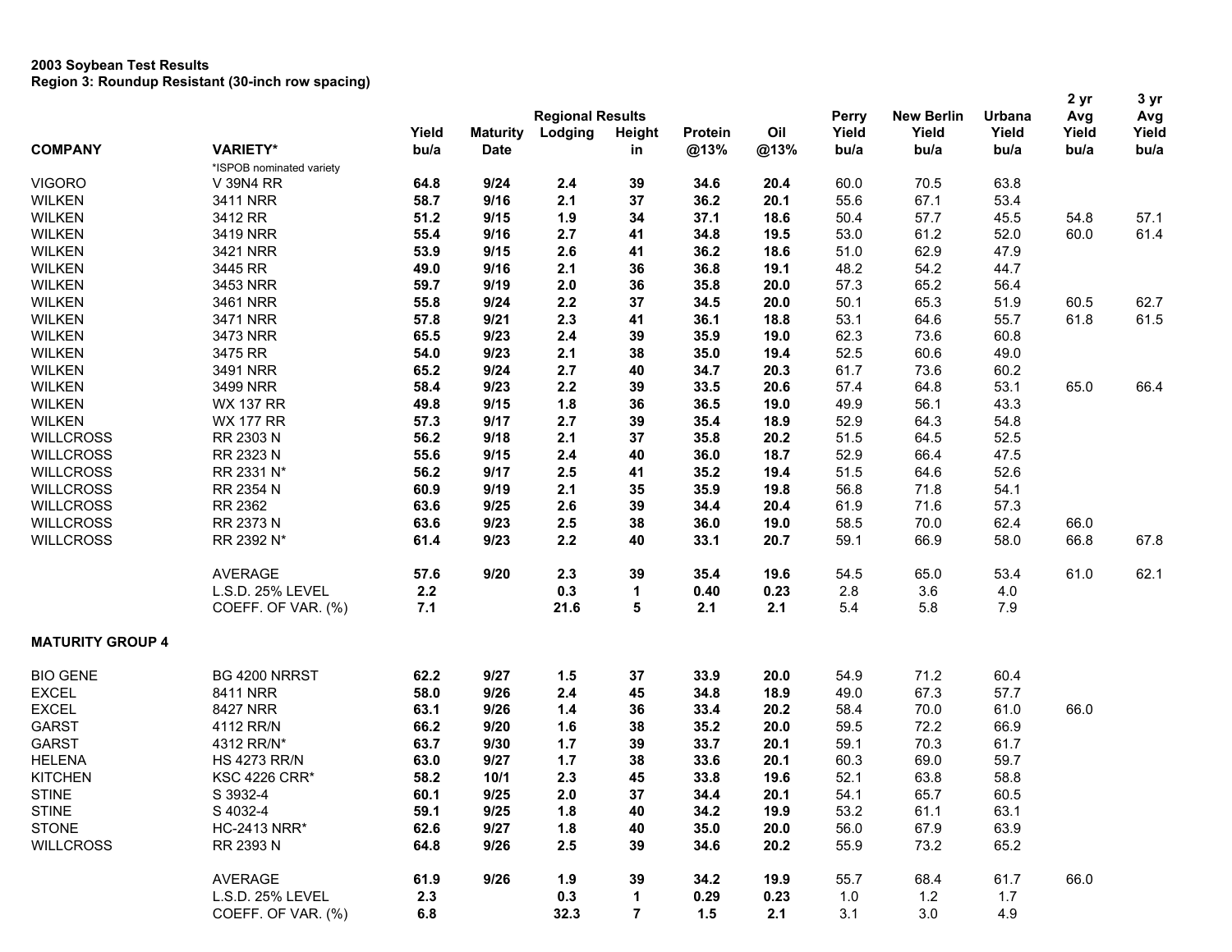**2003 Soybean Test Results**
**Region 3: Roundup Resistant (30-inch row spacing)**

| COMPANY | VARIETY* | Regional Results Yield bu/a | Maturity Date | Lodging | Height in | Protein @13% | Oil @13% | Perry Yield bu/a | New Berlin Yield bu/a | Urbana Yield bu/a | 2 yr Avg Yield bu/a | 3 yr Avg Yield bu/a |
|---|---|---|---|---|---|---|---|---|---|---|---|---|
| | *ISPOB nominated variety | | | | | | | | | | | |
| VIGORO | V 39N4 RR | **64.8** | **9/24** | **2.4** | **39** | **34.6** | **20.4** | 60.0 | 70.5 | 63.8 | | |
| WILKEN | 3411 NRR | **58.7** | **9/16** | **2.1** | **37** | **36.2** | **20.1** | 55.6 | 67.1 | 53.4 | | |
| WILKEN | 3412 RR | **51.2** | **9/15** | **1.9** | **34** | **37.1** | **18.6** | 50.4 | 57.7 | 45.5 | 54.8 | 57.1 |
| WILKEN | 3419 NRR | **55.4** | **9/16** | **2.7** | **41** | **34.8** | **19.5** | 53.0 | 61.2 | 52.0 | 60.0 | 61.4 |
| WILKEN | 3421 NRR | **53.9** | **9/15** | **2.6** | **41** | **36.2** | **18.6** | 51.0 | 62.9 | 47.9 | | |
| WILKEN | 3445 RR | **49.0** | **9/16** | **2.1** | **36** | **36.8** | **19.1** | 48.2 | 54.2 | 44.7 | | |
| WILKEN | 3453 NRR | **59.7** | **9/19** | **2.0** | **36** | **35.8** | **20.0** | 57.3 | 65.2 | 56.4 | | |
| WILKEN | 3461 NRR | **55.8** | **9/24** | **2.2** | **37** | **34.5** | **20.0** | 50.1 | 65.3 | 51.9 | 60.5 | 62.7 |
| WILKEN | 3471 NRR | **57.8** | **9/21** | **2.3** | **41** | **36.1** | **18.8** | 53.1 | 64.6 | 55.7 | 61.8 | 61.5 |
| WILKEN | 3473 NRR | **65.5** | **9/23** | **2.4** | **39** | **35.9** | **19.0** | 62.3 | 73.6 | 60.8 | | |
| WILKEN | 3475 RR | **54.0** | **9/23** | **2.1** | **38** | **35.0** | **19.4** | 52.5 | 60.6 | 49.0 | | |
| WILKEN | 3491 NRR | **65.2** | **9/24** | **2.7** | **40** | **34.7** | **20.3** | 61.7 | 73.6 | 60.2 | | |
| WILKEN | 3499 NRR | **58.4** | **9/23** | **2.2** | **39** | **33.5** | **20.6** | 57.4 | 64.8 | 53.1 | 65.0 | 66.4 |
| WILKEN | WX 137 RR | **49.8** | **9/15** | **1.8** | **36** | **36.5** | **19.0** | 49.9 | 56.1 | 43.3 | | |
| WILKEN | WX 177 RR | **57.3** | **9/17** | **2.7** | **39** | **35.4** | **18.9** | 52.9 | 64.3 | 54.8 | | |
| WILLCROSS | RR 2303 N | **56.2** | **9/18** | **2.1** | **37** | **35.8** | **20.2** | 51.5 | 64.5 | 52.5 | | |
| WILLCROSS | RR 2323 N | **55.6** | **9/15** | **2.4** | **40** | **36.0** | **18.7** | 52.9 | 66.4 | 47.5 | | |
| WILLCROSS | RR 2331 N* | **56.2** | **9/17** | **2.5** | **41** | **35.2** | **19.4** | 51.5 | 64.6 | 52.6 | | |
| WILLCROSS | RR 2354 N | **60.9** | **9/19** | **2.1** | **35** | **35.9** | **19.8** | 56.8 | 71.8 | 54.1 | | |
| WILLCROSS | RR 2362 | **63.6** | **9/25** | **2.6** | **39** | **34.4** | **20.4** | 61.9 | 71.6 | 57.3 | | |
| WILLCROSS | RR 2373 N | **63.6** | **9/23** | **2.5** | **38** | **36.0** | **19.0** | 58.5 | 70.0 | 62.4 | 66.0 | |
| WILLCROSS | RR 2392 N* | **61.4** | **9/23** | **2.2** | **40** | **33.1** | **20.7** | 59.1 | 66.9 | 58.0 | 66.8 | 67.8 |
| | AVERAGE | **57.6** | **9/20** | **2.3** | **39** | **35.4** | **19.6** | 54.5 | 65.0 | 53.4 | 61.0 | 62.1 |
| | L.S.D. 25% LEVEL | **2.2** | | **0.3** | **1** | **0.40** | **0.23** | 2.8 | 3.6 | 4.0 | | |
| | COEFF. OF VAR. (%) | **7.1** | | **21.6** | **5** | **2.1** | **2.1** | 5.4 | 5.8 | 7.9 | | |
| **MATURITY GROUP 4** | | | | | | | | | | | | |
| BIO GENE | BG 4200 NRRST | **62.2** | **9/27** | **1.5** | **37** | **33.9** | **20.0** | 54.9 | 71.2 | 60.4 | | |
| EXCEL | 8411 NRR | **58.0** | **9/26** | **2.4** | **45** | **34.8** | **18.9** | 49.0 | 67.3 | 57.7 | | |
| EXCEL | 8427 NRR | **63.1** | **9/26** | **1.4** | **36** | **33.4** | **20.2** | 58.4 | 70.0 | 61.0 | 66.0 | |
| GARST | 4112 RR/N | **66.2** | **9/20** | **1.6** | **38** | **35.2** | **20.0** | 59.5 | 72.2 | 66.9 | | |
| GARST | 4312 RR/N* | **63.7** | **9/30** | **1.7** | **39** | **33.7** | **20.1** | 59.1 | 70.3 | 61.7 | | |
| HELENA | HS 4273 RR/N | **63.0** | **9/27** | **1.7** | **38** | **33.6** | **20.1** | 60.3 | 69.0 | 59.7 | | |
| KITCHEN | KSC 4226 CRR* | **58.2** | **10/1** | **2.3** | **45** | **33.8** | **19.6** | 52.1 | 63.8 | 58.8 | | |
| STINE | S 3932-4 | **60.1** | **9/25** | **2.0** | **37** | **34.4** | **20.1** | 54.1 | 65.7 | 60.5 | | |
| STINE | S 4032-4 | **59.1** | **9/25** | **1.8** | **40** | **34.2** | **19.9** | 53.2 | 61.1 | 63.1 | | |
| STONE | HC-2413 NRR* | **62.6** | **9/27** | **1.8** | **40** | **35.0** | **20.0** | 56.0 | 67.9 | 63.9 | | |
| WILLCROSS | RR 2393 N | **64.8** | **9/26** | **2.5** | **39** | **34.6** | **20.2** | 55.9 | 73.2 | 65.2 | | |
| | AVERAGE | **61.9** | **9/26** | **1.9** | **39** | **34.2** | **19.9** | 55.7 | 68.4 | 61.7 | 66.0 | |
| | L.S.D. 25% LEVEL | **2.3** | | **0.3** | **1** | **0.29** | **0.23** | 1.0 | 1.2 | 1.7 | | |
| | COEFF. OF VAR. (%) | **6.8** | | **32.3** | **7** | **1.5** | **2.1** | 3.1 | 3.0 | 4.9 | | |